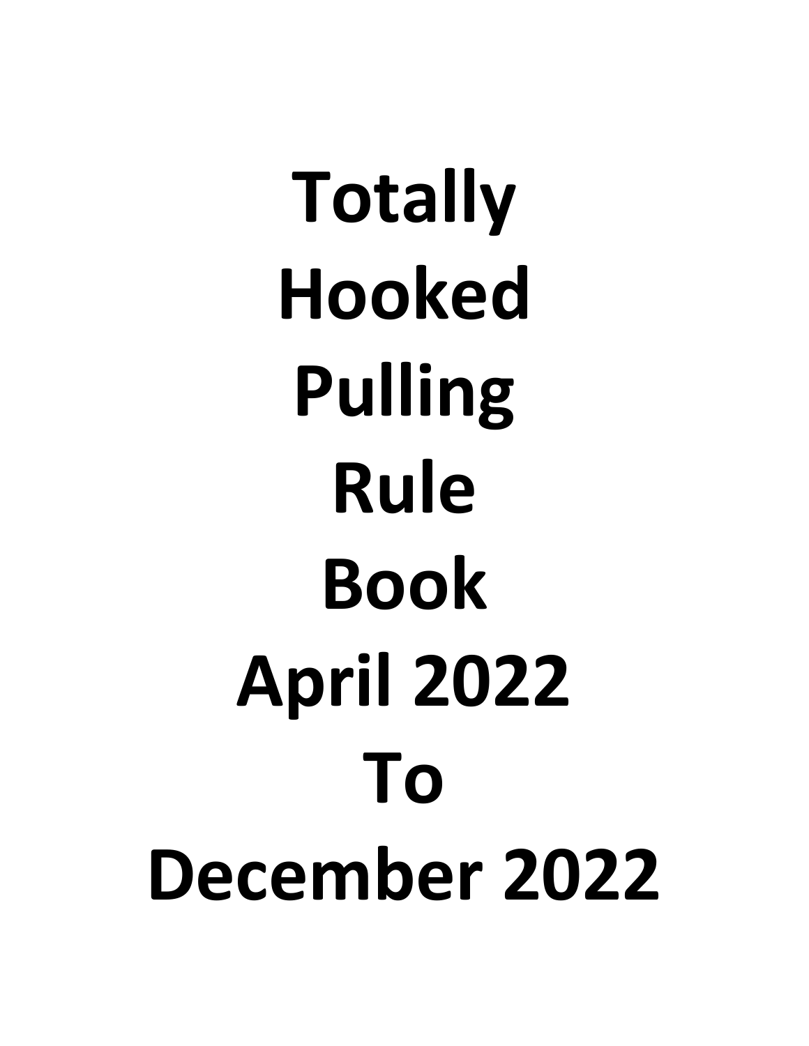# Totally Hooked Pulling Rule Book April 2022 To December 2022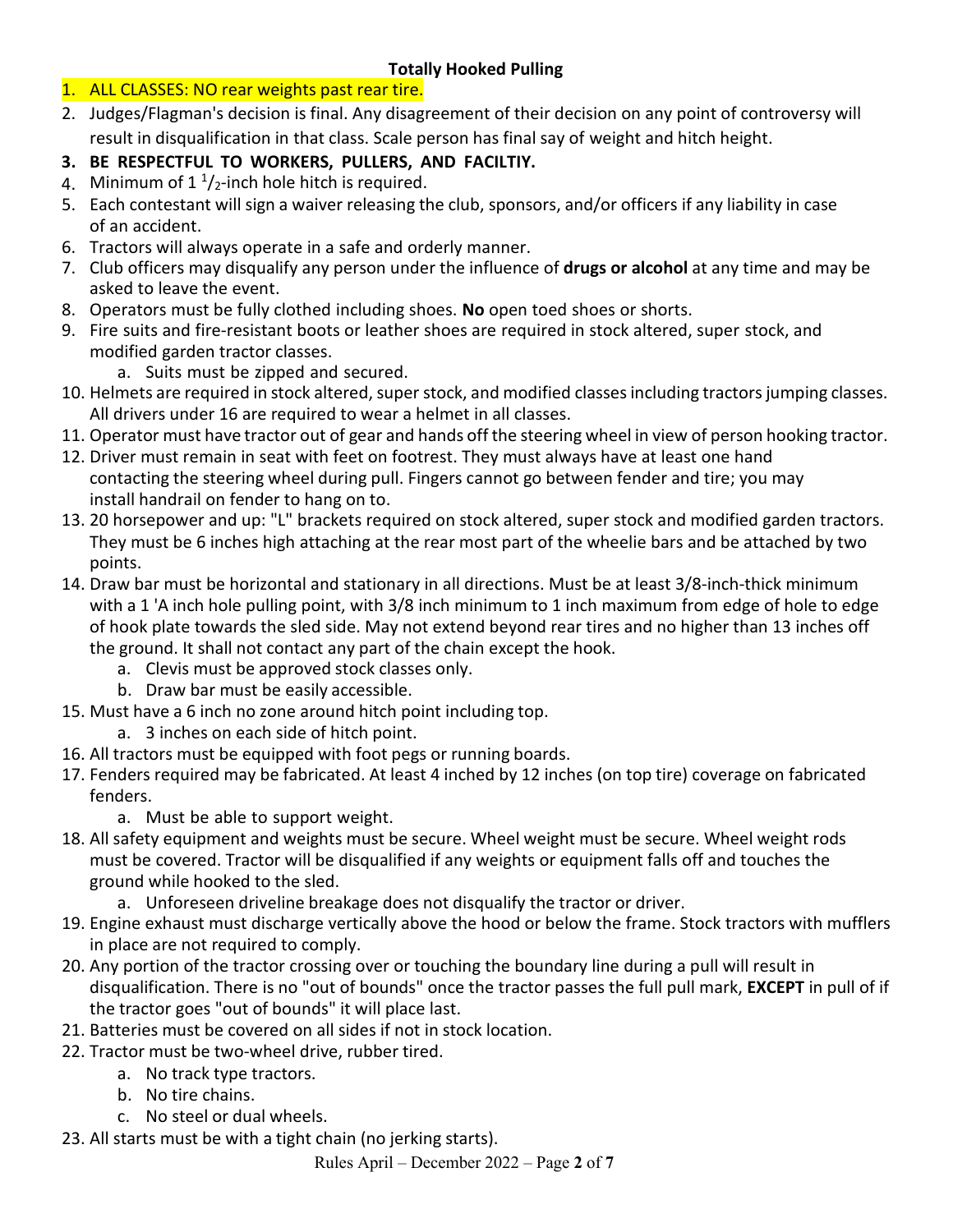**Totally Hooked Pulling**

1. ALL CLASSES: NO rear weights past rear tire.
2. Judges/Flagman's decision is final. Any disagreement of their decision on any point of controversy will result in disqualification in that class. Scale person has final say of weight and hitch height.
3. **BE RESPECTFUL TO WORKERS, PULLERS, AND FACILTIY.**
4. Minimum of 1 $^1/_2$-inch hole hitch is required.
5. Each contestant will sign a waiver releasing the club, sponsors, and/or officers if any liability in case of an accident.
6. Tractors will always operate in a safe and orderly manner.
7. Club officers may disqualify any person under the influence of **drugs or alcohol** at any time and may be asked to leave the event.
8. Operators must be fully clothed including shoes. **No** open toed shoes or shorts.
9. Fire suits and fire-resistant boots or leather shoes are required in stock altered, super stock, and modified garden tractor classes.
   a. Suits must be zipped and secured.
10. Helmets are required in stock altered, super stock, and modified classes including tractors jumping classes. All drivers under 16 are required to wear a helmet in all classes.
11. Operator must have tractor out of gear and hands off the steering wheel in view of person hooking tractor.
12. Driver must remain in seat with feet on footrest. They must always have at least one hand contacting the steering wheel during pull. Fingers cannot go between fender and tire; you may install handrail on fender to hang on to.
13. 20 horsepower and up: "L" brackets required on stock altered, super stock and modified garden tractors. They must be 6 inches high attaching at the rear most part of the wheelie bars and be attached by two points.
14. Draw bar must be horizontal and stationary in all directions. Must be at least 3/8-inch-thick minimum with a 1 'A inch hole pulling point, with 3/8 inch minimum to 1 inch maximum from edge of hole to edge of hook plate towards the sled side. May not extend beyond rear tires and no higher than 13 inches off the ground. It shall not contact any part of the chain except the hook.
    a. Clevis must be approved stock classes only.
    b. Draw bar must be easily accessible.
15. Must have a 6 inch no zone around hitch point including top.
    a. 3 inches on each side of hitch point.
16. All tractors must be equipped with foot pegs or running boards.
17. Fenders required may be fabricated. At least 4 inched by 12 inches (on top tire) coverage on fabricated fenders.
    a. Must be able to support weight.
18. All safety equipment and weights must be secure. Wheel weight must be secure. Wheel weight rods must be covered. Tractor will be disqualified if any weights or equipment falls off and touches the ground while hooked to the sled.
    a. Unforeseen driveline breakage does not disqualify the tractor or driver.
19. Engine exhaust must discharge vertically above the hood or below the frame. Stock tractors with mufflers in place are not required to comply.
20. Any portion of the tractor crossing over or touching the boundary line during a pull will result in disqualification. There is no "out of bounds" once the tractor passes the full pull mark, **EXCEPT** in pull of if the tractor goes "out of bounds" it will place last.
21. Batteries must be covered on all sides if not in stock location.
22. Tractor must be two-wheel drive, rubber tired.
    a. No track type tractors.
    b. No tire chains.
    c. No steel or dual wheels.
23. All starts must be with a tight chain (no jerking starts).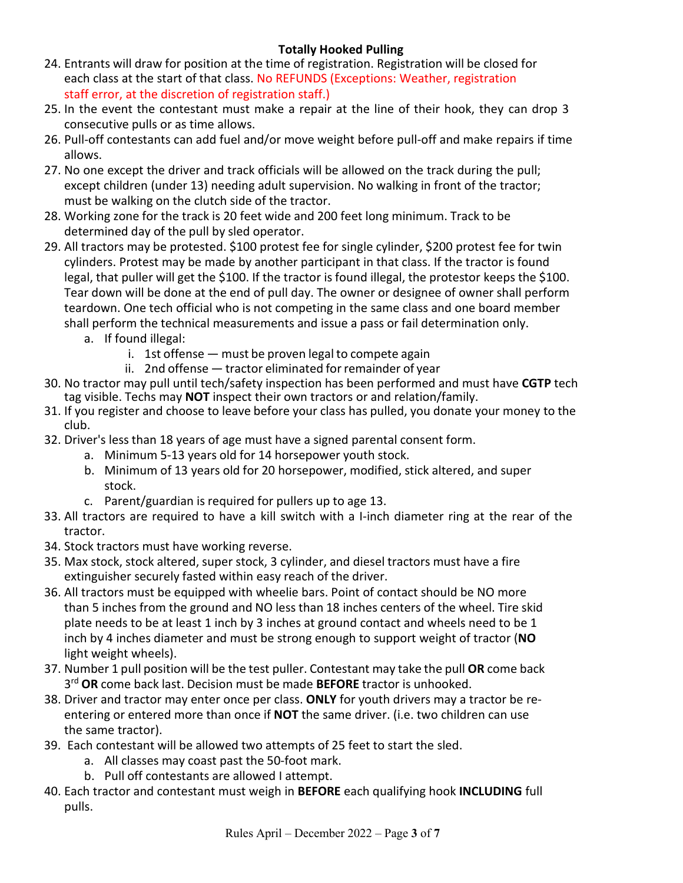**Totally Hooked Pulling**

24. Entrants will draw for position at the time of registration. Registration will be closed for each class at the start of that class. No REFUNDS (Exceptions: Weather, registration staff error, at the discretion of registration staff.)
25. In the event the contestant must make a repair at the line of their hook, they can drop 3 consecutive pulls or as time allows.
26. Pull-off contestants can add fuel and/or move weight before pull-off and make repairs if time allows.
27. No one except the driver and track officials will be allowed on the track during the pull; except children (under 13) needing adult supervision. No walking in front of the tractor; must be walking on the clutch side of the tractor.
28. Working zone for the track is 20 feet wide and 200 feet long minimum. Track to be determined day of the pull by sled operator.
29. All tractors may be protested. $100 protest fee for single cylinder, $200 protest fee for twin cylinders. Protest may be made by another participant in that class. If the tractor is found legal, that puller will get the $100. If the tractor is found illegal, the protestor keeps the $100. Tear down will be done at the end of pull day. The owner or designee of owner shall perform teardown. One tech official who is not competing in the same class and one board member shall perform the technical measurements and issue a pass or fail determination only.
    a. If found illegal:
        i. 1st offense — must be proven legal to compete again
        ii. 2nd offense — tractor eliminated for remainder of year
30. No tractor may pull until tech/safety inspection has been performed and must have **CGTP** tech tag visible. Techs may **NOT** inspect their own tractors or and relation/family.
31. If you register and choose to leave before your class has pulled, you donate your money to the club.
32. Driver's less than 18 years of age must have a signed parental consent form.
    a. Minimum 5-13 years old for 14 horsepower youth stock.
    b. Minimum of 13 years old for 20 horsepower, modified, stick altered, and super stock.
    c. Parent/guardian is required for pullers up to age 13.
33. All tractors are required to have a kill switch with a I-inch diameter ring at the rear of the tractor.
34. Stock tractors must have working reverse.
35. Max stock, stock altered, super stock, 3 cylinder, and diesel tractors must have a fire extinguisher securely fasted within easy reach of the driver.
36. All tractors must be equipped with wheelie bars. Point of contact should be NO more than 5 inches from the ground and NO less than 18 inches centers of the wheel. Tire skid plate needs to be at least 1 inch by 3 inches at ground contact and wheels need to be 1 inch by 4 inches diameter and must be strong enough to support weight of tractor (**NO** light weight wheels).
37. Number 1 pull position will be the test puller. Contestant may take the pull **OR** come back 3rd **OR** come back last. Decision must be made **BEFORE** tractor is unhooked.
38. Driver and tractor may enter once per class. **ONLY** for youth drivers may a tractor be re-entering or entered more than once if **NOT** the same driver. (i.e. two children can use the same tractor).
39. Each contestant will be allowed two attempts of 25 feet to start the sled.
    a. All classes may coast past the 50-foot mark.
    b. Pull off contestants are allowed I attempt.
40. Each tractor and contestant must weigh in **BEFORE** each qualifying hook **INCLUDING** full pulls.

Rules April – December 2022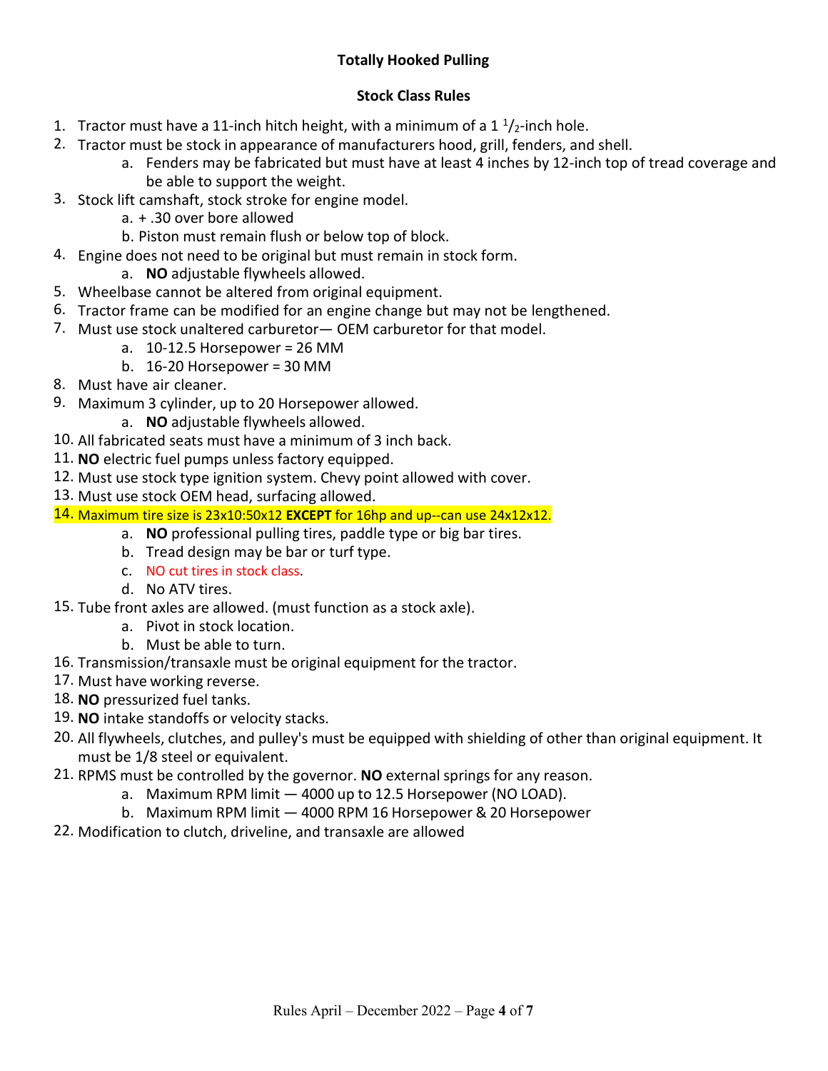**Totally Hooked Pulling**

**Stock Class Rules**

1. Tractor must have a 11-inch hitch height, with a minimum of a 1 $^{1}/_{2}$-inch hole.
2. Tractor must be stock in appearance of manufacturers hood, grill, fenders, and shell.
    a. Fenders may be fabricated but must have at least 4 inches by 12-inch top of tread coverage and be able to support the weight.
3. Stock lift camshaft, stock stroke for engine model.
    a. + .30 over bore allowed
    b. Piston must remain flush or below top of block.
4. Engine does not need to be original but must remain in stock form.
    a. **NO** adjustable flywheels allowed.
5. Wheelbase cannot be altered from original equipment.
6. Tractor frame can be modified for an engine change but may not be lengthened.
7. Must use stock unaltered carburetor— OEM carburetor for that model.
    a. 10-12.5 Horsepower = 26 MM
    b. 16-20 Horsepower = 30 MM
8. Must have air cleaner.
9. Maximum 3 cylinder, up to 20 Horsepower allowed.
    a. **NO** adjustable flywheels allowed.
10. All fabricated seats must have a minimum of 3 inch back.
11. **NO** electric fuel pumps unless factory equipped.
12. Must use stock type ignition system. Chevy point allowed with cover.
13. Must use stock OEM head, surfacing allowed.
14. Maximum tire size is 23x10:50x12 **EXCEPT** for 16hp and up--can use 24x12x12.
    a. **NO** professional pulling tires, paddle type or big bar tires.
    b. Tread design may be bar or turf type.
    c. NO cut tires in stock class.
    d. No ATV tires.
15. Tube front axles are allowed. (must function as a stock axle).
    a. Pivot in stock location.
    b. Must be able to turn.
16. Transmission/transaxle must be original equipment for the tractor.
17. Must have working reverse.
18. **NO** pressurized fuel tanks.
19. **NO** intake standoffs or velocity stacks.
20. All flywheels, clutches, and pulley's must be equipped with shielding of other than original equipment. It must be 1/8 steel or equivalent.
21. RPMS must be controlled by the governor. **NO** external springs for any reason.
    a. Maximum RPM limit — 4000 up to 12.5 Horsepower (NO LOAD).
    b. Maximum RPM limit — 4000 RPM 16 Horsepower & 20 Horsepower
22. Modification to clutch, driveline, and transaxle are allowed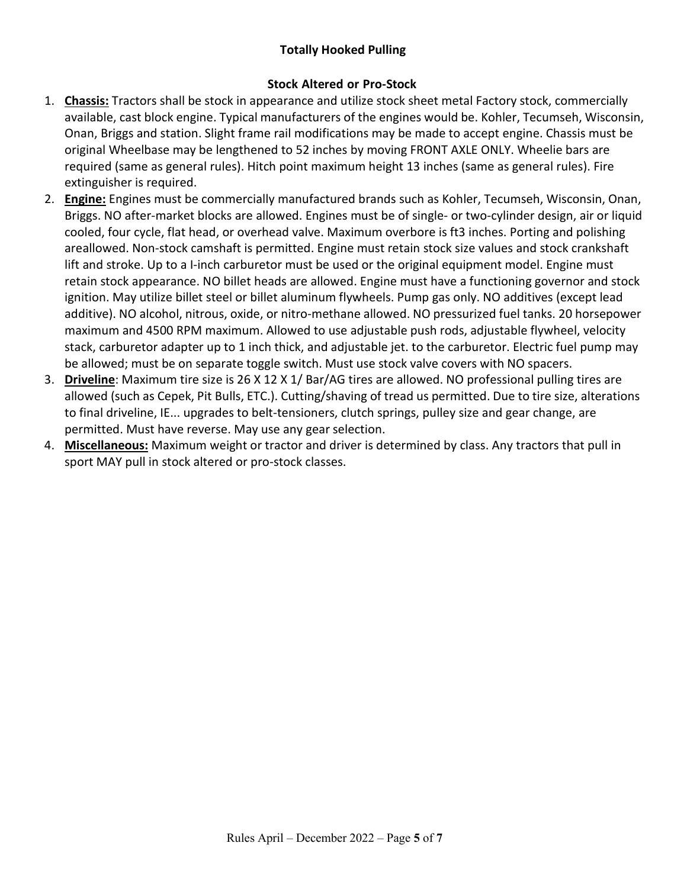# Totally Hooked Pulling

## Stock Altered or Pro-Stock

1. **Chassis:** Tractors shall be stock in appearance and utilize stock sheet metal Factory stock, commercially available, cast block engine. Typical manufacturers of the engines would be. Kohler, Tecumseh, Wisconsin, Onan, Briggs and station. Slight frame rail modifications may be made to accept engine. Chassis must be original Wheelbase may be lengthened to 52 inches by moving FRONT AXLE ONLY. Wheelie bars are required (same as general rules). Hitch point maximum height 13 inches (same as general rules). Fire extinguisher is required.
2. **Engine:** Engines must be commercially manufactured brands such as Kohler, Tecumseh, Wisconsin, Onan, Briggs. NO after-market blocks are allowed. Engines must be of single- or two-cylinder design, air or liquid cooled, four cycle, flat head, or overhead valve. Maximum overbore is ft3 inches. Porting and polishing areallowed. Non-stock camshaft is permitted. Engine must retain stock size values and stock crankshaft lift and stroke. Up to a I-inch carburetor must be used or the original equipment model. Engine must retain stock appearance. NO billet heads are allowed. Engine must have a functioning governor and stock ignition. May utilize billet steel or billet aluminum flywheels. Pump gas only. NO additives (except lead additive). NO alcohol, nitrous, oxide, or nitro-methane allowed. NO pressurized fuel tanks. 20 horsepower maximum and 4500 RPM maximum. Allowed to use adjustable push rods, adjustable flywheel, velocity stack, carburetor adapter up to 1 inch thick, and adjustable jet. to the carburetor. Electric fuel pump may be allowed; must be on separate toggle switch. Must use stock valve covers with NO spacers.
3. **Driveline**: Maximum tire size is 26 X 12 X 1/ Bar/AG tires are allowed. NO professional pulling tires are allowed (such as Cepek, Pit Bulls, ETC.). Cutting/shaving of tread us permitted. Due to tire size, alterations to final driveline, IE... upgrades to belt-tensioners, clutch springs, pulley size and gear change, are permitted. Must have reverse. May use any gear selection.
4. **Miscellaneous:** Maximum weight or tractor and driver is determined by class. Any tractors that pull in sport MAY pull in stock altered or pro-stock classes.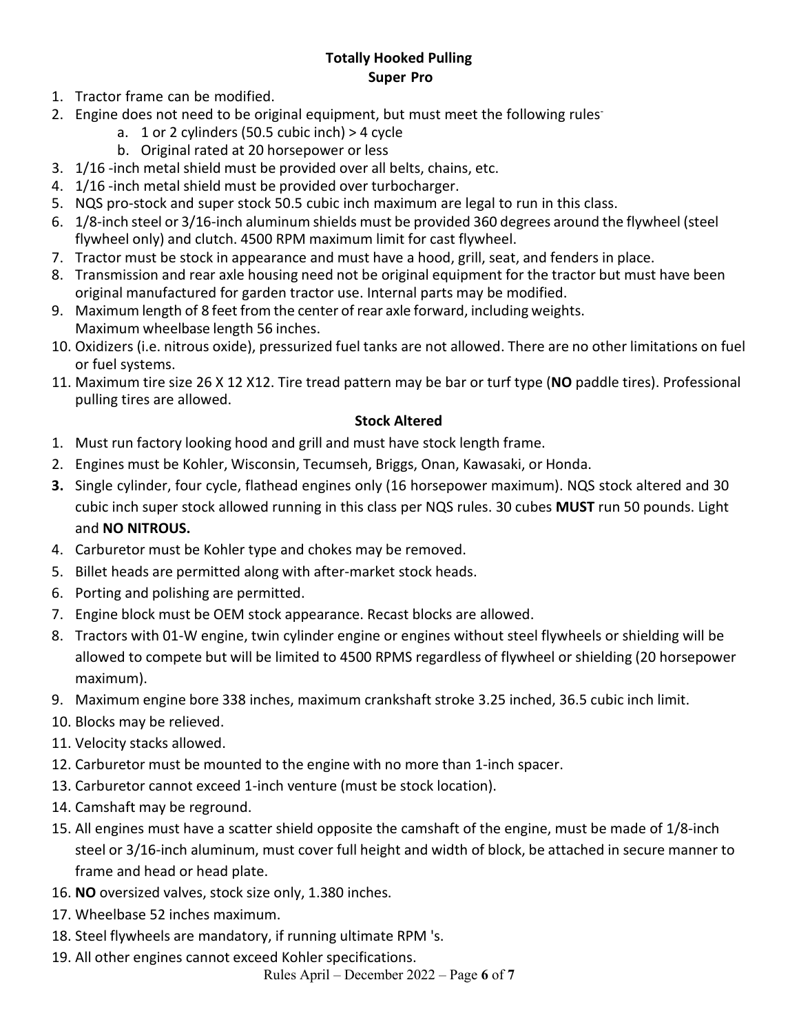**Totally Hooked Pulling**
**Super Pro**

1. Tractor frame can be modified.
2. Engine does not need to be original equipment, but must meet the following rules-
   a. 1 or 2 cylinders (50.5 cubic inch) > 4 cycle
   b. Original rated at 20 horsepower or less
3. 1/16 -inch metal shield must be provided over all belts, chains, etc.
4. 1/16 -inch metal shield must be provided over turbocharger.
5. NQS pro-stock and super stock 50.5 cubic inch maximum are legal to run in this class.
6. 1/8-inch steel or 3/16-inch aluminum shields must be provided 360 degrees around the flywheel (steel flywheel only) and clutch. 4500 RPM maximum limit for cast flywheel.
7. Tractor must be stock in appearance and must have a hood, grill, seat, and fenders in place.
8. Transmission and rear axle housing need not be original equipment for the tractor but must have been original manufactured for garden tractor use. Internal parts may be modified.
9. Maximum length of 8 feet from the center of rear axle forward, including weights. Maximum wheelbase length 56 inches.
10. Oxidizers (i.e. nitrous oxide), pressurized fuel tanks are not allowed. There are no other limitations on fuel or fuel systems.
11. Maximum tire size 26 X 12 X12. Tire tread pattern may be bar or turf type (**NO** paddle tires). Professional pulling tires are allowed.

**Stock Altered**

1. Must run factory looking hood and grill and must have stock length frame.
2. Engines must be Kohler, Wisconsin, Tecumseh, Briggs, Onan, Kawasaki, or Honda.
3. Single cylinder, four cycle, flathead engines only (16 horsepower maximum). NQS stock altered and 30 cubic inch super stock allowed running in this class per NQS rules. 30 cubes **MUST** run 50 pounds. Light and **NO NITROUS.**
4. Carburetor must be Kohler type and chokes may be removed.
5. Billet heads are permitted along with after-market stock heads.
6. Porting and polishing are permitted.
7. Engine block must be OEM stock appearance. Recast blocks are allowed.
8. Tractors with 01-W engine, twin cylinder engine or engines without steel flywheels or shielding will be allowed to compete but will be limited to 4500 RPMS regardless of flywheel or shielding (20 horsepower maximum).
9. Maximum engine bore 338 inches, maximum crankshaft stroke 3.25 inched, 36.5 cubic inch limit.
10. Blocks may be relieved.
11. Velocity stacks allowed.
12. Carburetor must be mounted to the engine with no more than 1-inch spacer.
13. Carburetor cannot exceed 1-inch venture (must be stock location).
14. Camshaft may be reground.
15. All engines must have a scatter shield opposite the camshaft of the engine, must be made of 1/8-inch steel or 3/16-inch aluminum, must cover full height and width of block, be attached in secure manner to frame and head or head plate.
16. **NO** oversized valves, stock size only, 1.380 inches.
17. Wheelbase 52 inches maximum.
18. Steel flywheels are mandatory, if running ultimate RPM 's.
19. All other engines cannot exceed Kohler specifications.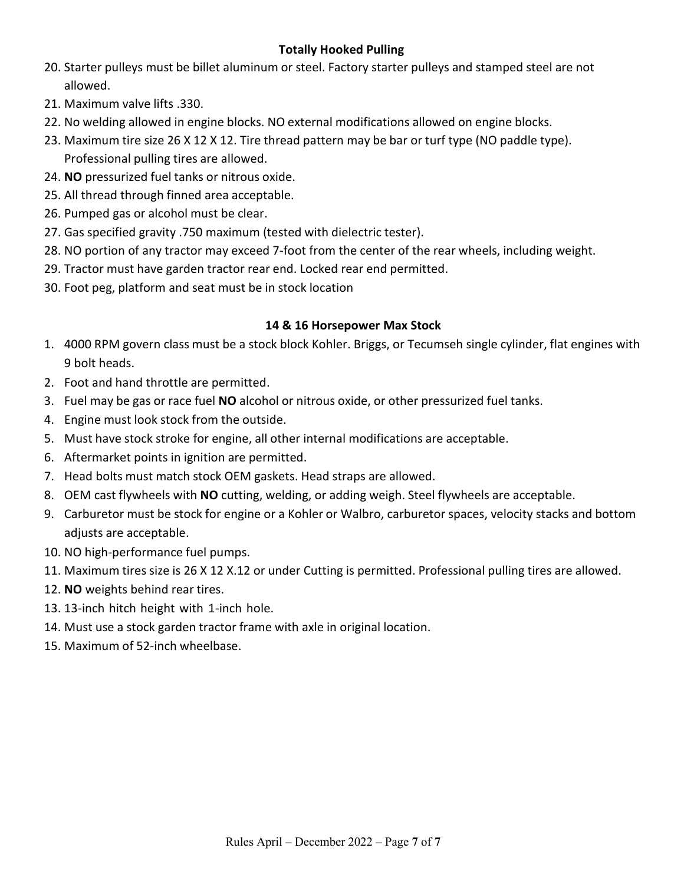### Totally Hooked Pulling

20. Starter pulleys must be billet aluminum or steel. Factory starter pulleys and stamped steel are not allowed.
21. Maximum valve lifts .330.
22. No welding allowed in engine blocks. NO external modifications allowed on engine blocks.
23. Maximum tire size 26 X 12 X 12. Tire thread pattern may be bar or turf type (NO paddle type). Professional pulling tires are allowed.
24. **NO** pressurized fuel tanks or nitrous oxide.
25. All thread through finned area acceptable.
26. Pumped gas or alcohol must be clear.
27. Gas specified gravity .750 maximum (tested with dielectric tester).
28. NO portion of any tractor may exceed 7-foot from the center of the rear wheels, including weight.
29. Tractor must have garden tractor rear end. Locked rear end permitted.
30. Foot peg, platform and seat must be in stock location

### 14 & 16 Horsepower Max Stock

1. 4000 RPM govern class must be a stock block Kohler. Briggs, or Tecumseh single cylinder, flat engines with 9 bolt heads.
2. Foot and hand throttle are permitted.
3. Fuel may be gas or race fuel **NO** alcohol or nitrous oxide, or other pressurized fuel tanks.
4. Engine must look stock from the outside.
5. Must have stock stroke for engine, all other internal modifications are acceptable.
6. Aftermarket points in ignition are permitted.
7. Head bolts must match stock OEM gaskets. Head straps are allowed.
8. OEM cast flywheels with **NO** cutting, welding, or adding weigh. Steel flywheels are acceptable.
9. Carburetor must be stock for engine or a Kohler or Walbro, carburetor spaces, velocity stacks and bottom adjusts are acceptable.
10. NO high-performance fuel pumps.
11. Maximum tires size is 26 X 12 X.12 or under Cutting is permitted. Professional pulling tires are allowed.
12. **NO** weights behind rear tires.
13. 13-inch hitch height with 1-inch hole.
14. Must use a stock garden tractor frame with axle in original location.
15. Maximum of 52-inch wheelbase.